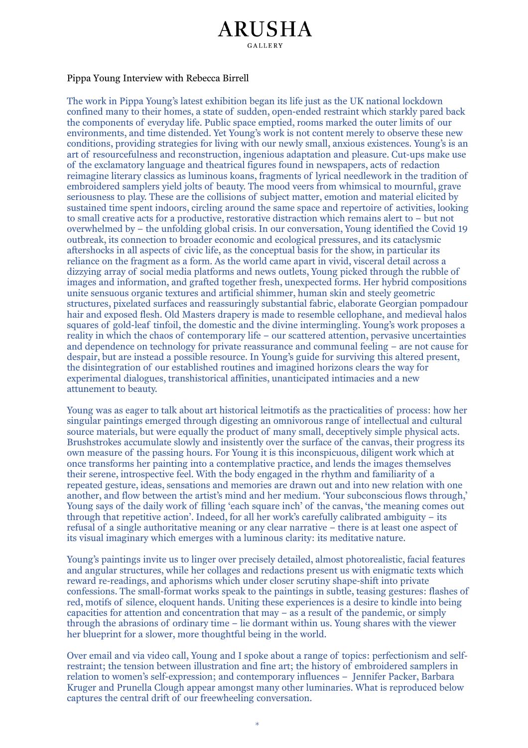# ARUSHA

GALLERY

Pippa Young Interview with Rebecca Birrell

The work in Pippa Young's latest exhibition began its life just as the UK national lockdown confined many to their homes, a state of sudden, open-ended restraint which starkly pared back the components of everyday life. Public space emptied, rooms marked the outer limits of our environments, and time distended. Yet Young's work is not content merely to observe these new conditions, providing strategies for living with our newly small, anxious existences. Young's is an art of resourcefulness and reconstruction, ingenious adaptation and pleasure. Cut-ups make use of the exclamatory language and theatrical figures found in newspapers, acts of redaction reimagine literary classics as luminous koans, fragments of lyrical needlework in the tradition of embroidered samplers yield jolts of beauty. The mood veers from whimsical to mournful, grave seriousness to play. These are the collisions of subject matter, emotion and material elicited by sustained time spent indoors, circling around the same space and repertoire of activities, looking to small creative acts for a productive, restorative distraction which remains alert to – but not overwhelmed by – the unfolding global crisis. In our conversation, Young identified the Covid 19 outbreak, its connection to broader economic and ecological pressures, and its cataclysmic aftershocks in all aspects of civic life, as the conceptual basis for the show, in particular its reliance on the fragment as a form. As the world came apart in vivid, visceral detail across a dizzying array of social media platforms and news outlets, Young picked through the rubble of images and information, and grafted together fresh, unexpected forms. Her hybrid compositions unite sensuous organic textures and artificial shimmer, human skin and steely geometric structures, pixelated surfaces and reassuringly substantial fabric, elaborate Georgian pompadour hair and exposed flesh. Old Masters drapery is made to resemble cellophane, and medieval halos squares of gold-leaf tinfoil, the domestic and the divine intermingling. Young's work proposes a reality in which the chaos of contemporary life – our scattered attention, pervasive uncertainties and dependence on technology for private reassurance and communal feeling – are not cause for despair, but are instead a possible resource. In Young's guide for surviving this altered present, the disintegration of our established routines and imagined horizons clears the way for experimental dialogues, transhistorical affinities, unanticipated intimacies and a new attunement to beauty.

Young was as eager to talk about art historical leitmotifs as the practicalities of process: how her singular paintings emerged through digesting an omnivorous range of intellectual and cultural source materials, but were equally the product of many small, deceptively simple physical acts. Brushstrokes accumulate slowly and insistently over the surface of the canvas, their progress its own measure of the passing hours. For Young it is this inconspicuous, diligent work which at once transforms her painting into a contemplative practice, and lends the images themselves their serene, introspective feel. With the body engaged in the rhythm and familiarity of a repeated gesture, ideas, sensations and memories are drawn out and into new relation with one another, and flow between the artist's mind and her medium. 'Your subconscious flows through,' Young says of the daily work of filling 'each square inch' of the canvas, 'the meaning comes out through that repetitive action'. Indeed, for all her work's carefully calibrated ambiguity – its refusal of a single authoritative meaning or any clear narrative – there is at least one aspect of its visual imaginary which emerges with a luminous clarity: its meditative nature.

Young's paintings invite us to linger over precisely detailed, almost photorealistic, facial features and angular structures, while her collages and redactions present us with enigmatic texts which reward re-readings, and aphorisms which under closer scrutiny shape-shift into private confessions. The small-format works speak to the paintings in subtle, teasing gestures: flashes of red, motifs of silence, eloquent hands. Uniting these experiences is a desire to kindle into being capacities for attention and concentration that may – as a result of the pandemic, or simply through the abrasions of ordinary time – lie dormant within us. Young shares with the viewer her blueprint for a slower, more thoughtful being in the world.

Over email and via video call, Young and I spoke about a range of topics: perfectionism and self-restraint; the tension between illustration and fine art; the history of embroidered samplers in relation to women's self-expression; and contemporary influences – Jennifer Packer, Barbara Kruger and Prunella Clough appear amongst many other luminaries. What is reproduced below captures the central drift of our freewheeling conversation.

*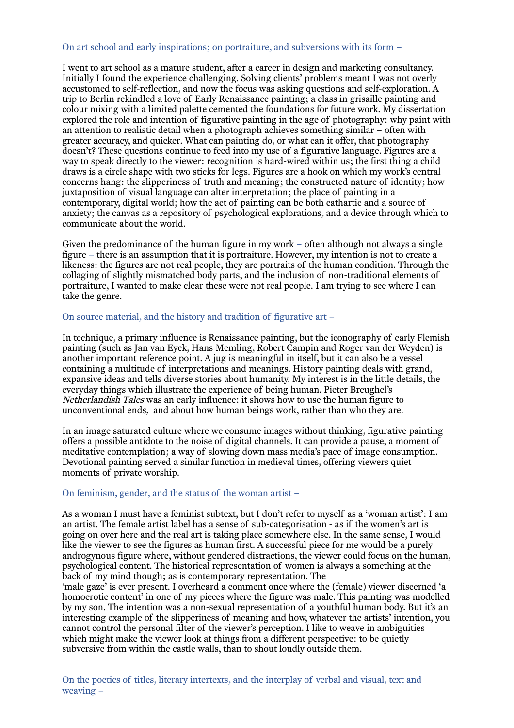## On art school and early inspirations; on portraiture, and subversions with its form –

I went to art school as a mature student, after a career in design and marketing consultancy. Initially I found the experience challenging. Solving clients' problems meant I was not overly accustomed to self-reflection, and now the focus was asking questions and self-exploration. A trip to Berlin rekindled a love of Early Renaissance painting; a class in grisaille painting and colour mixing with a limited palette cemented the foundations for future work. My dissertation explored the role and intention of figurative painting in the age of photography: why paint with an attention to realistic detail when a photograph achieves something similar – often with greater accuracy, and quicker. What can painting do, or what can it offer, that photography doesn't? These questions continue to feed into my use of a figurative language. Figures are a way to speak directly to the viewer: recognition is hard-wired within us; the first thing a child draws is a circle shape with two sticks for legs. Figures are a hook on which my work's central concerns hang: the slipperiness of truth and meaning; the constructed nature of identity; how juxtaposition of visual language can alter interpretation; the place of painting in a contemporary, digital world; how the act of painting can be both cathartic and a source of anxiety; the canvas as a repository of psychological explorations, and a device through which to communicate about the world.

Given the predominance of the human figure in my work – often although not always a single figure – there is an assumption that it is portraiture. However, my intention is not to create a likeness: the figures are not real people, they are portraits of the human condition. Through the collaging of slightly mismatched body parts, and the inclusion of non-traditional elements of portraiture, I wanted to make clear these were not real people. I am trying to see where I can take the genre.

## On source material, and the history and tradition of figurative art –

In technique, a primary influence is Renaissance painting, but the iconography of early Flemish painting (such as Jan van Eyck, Hans Memling, Robert Campin and Roger van der Weyden) is another important reference point. A jug is meaningful in itself, but it can also be a vessel containing a multitude of interpretations and meanings. History painting deals with grand, expansive ideas and tells diverse stories about humanity. My interest is in the little details, the everyday things which illustrate the experience of being human. Pieter Breughel's *Netherlandish Tales* was an early influence: it shows how to use the human figure to unconventional ends, and about how human beings work, rather than who they are.

In an image saturated culture where we consume images without thinking, figurative painting offers a possible antidote to the noise of digital channels. It can provide a pause, a moment of meditative contemplation; a way of slowing down mass media's pace of image consumption. Devotional painting served a similar function in medieval times, offering viewers quiet moments of private worship.

## On feminism, gender, and the status of the woman artist –

As a woman I must have a feminist subtext, but I don't refer to myself as a 'woman artist': I am an artist. The female artist label has a sense of sub-categorisation - as if the women's art is going on over here and the real art is taking place somewhere else. In the same sense, I would like the viewer to see the figures as human first. A successful piece for me would be a purely androgynous figure where, without gendered distractions, the viewer could focus on the human, psychological content. The historical representation of women is always a something at the back of my mind though; as is contemporary representation. The 'male gaze' is ever present. I overheard a comment once where the (female) viewer discerned 'a homoerotic content' in one of my pieces where the figure was male. This painting was modelled by my son. The intention was a non-sexual representation of a youthful human body. But it's an interesting example of the slipperiness of meaning and how, whatever the artists' intention, you cannot control the personal filter of the viewer's perception. I like to weave in ambiguities which might make the viewer look at things from a different perspective: to be quietly subversive from within the castle walls, than to shout loudly outside them.

## On the poetics of titles, literary intertexts, and the interplay of verbal and visual, text and weaving –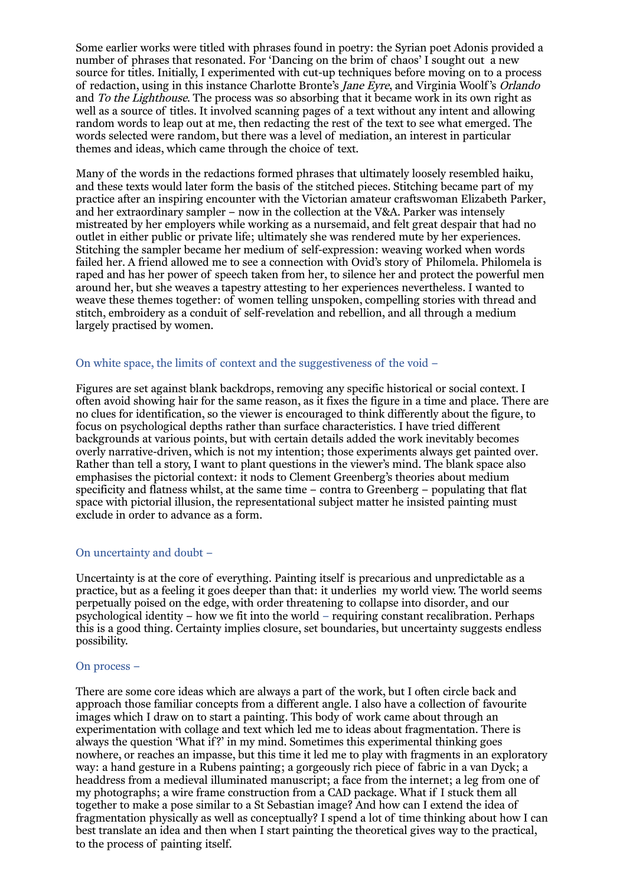Some earlier works were titled with phrases found in poetry: the Syrian poet Adonis provided a number of phrases that resonated. For 'Dancing on the brim of chaos' I sought out a new source for titles. Initially, I experimented with cut-up techniques before moving on to a process of redaction, using in this instance Charlotte Bronte's *Jane Eyre*, and Virginia Woolf's *Orlando* and *To the Lighthouse*. The process was so absorbing that it became work in its own right as well as a source of titles. It involved scanning pages of a text without any intent and allowing random words to leap out at me, then redacting the rest of the text to see what emerged. The words selected were random, but there was a level of mediation, an interest in particular themes and ideas, which came through the choice of text.

Many of the words in the redactions formed phrases that ultimately loosely resembled haiku, and these texts would later form the basis of the stitched pieces. Stitching became part of my practice after an inspiring encounter with the Victorian amateur craftswoman Elizabeth Parker, and her extraordinary sampler – now in the collection at the V&A. Parker was intensely mistreated by her employers while working as a nursemaid, and felt great despair that had no outlet in either public or private life; ultimately she was rendered mute by her experiences. Stitching the sampler became her medium of self-expression: weaving worked when words failed her. A friend allowed me to see a connection with Ovid's story of Philomela. Philomela is raped and has her power of speech taken from her, to silence her and protect the powerful men around her, but she weaves a tapestry attesting to her experiences nevertheless. I wanted to weave these themes together: of women telling unspoken, compelling stories with thread and stitch, embroidery as a conduit of self-revelation and rebellion, and all through a medium largely practised by women.

### On white space, the limits of context and the suggestiveness of the void –

Figures are set against blank backdrops, removing any specific historical or social context. I often avoid showing hair for the same reason, as it fixes the figure in a time and place. There are no clues for identification, so the viewer is encouraged to think differently about the figure, to focus on psychological depths rather than surface characteristics. I have tried different backgrounds at various points, but with certain details added the work inevitably becomes overly narrative-driven, which is not my intention; those experiments always get painted over. Rather than tell a story, I want to plant questions in the viewer's mind. The blank space also emphasises the pictorial context: it nods to Clement Greenberg's theories about medium specificity and flatness whilst, at the same time – contra to Greenberg – populating that flat space with pictorial illusion, the representational subject matter he insisted painting must exclude in order to advance as a form.

### On uncertainty and doubt –

Uncertainty is at the core of everything. Painting itself is precarious and unpredictable as a practice, but as a feeling it goes deeper than that: it underlies my world view. The world seems perpetually poised on the edge, with order threatening to collapse into disorder, and our psychological identity – how we fit into the world – requiring constant recalibration. Perhaps this is a good thing. Certainty implies closure, set boundaries, but uncertainty suggests endless possibility.

### On process –

There are some core ideas which are always a part of the work, but I often circle back and approach those familiar concepts from a different angle. I also have a collection of favourite images which I draw on to start a painting. This body of work came about through an experimentation with collage and text which led me to ideas about fragmentation. There is always the question 'What if?' in my mind. Sometimes this experimental thinking goes nowhere, or reaches an impasse, but this time it led me to play with fragments in an exploratory way: a hand gesture in a Rubens painting; a gorgeously rich piece of fabric in a van Dyck; a headdress from a medieval illuminated manuscript; a face from the internet; a leg from one of my photographs; a wire frame construction from a CAD package. What if I stuck them all together to make a pose similar to a St Sebastian image? And how can I extend the idea of fragmentation physically as well as conceptually? I spend a lot of time thinking about how I can best translate an idea and then when I start painting the theoretical gives way to the practical, to the process of painting itself.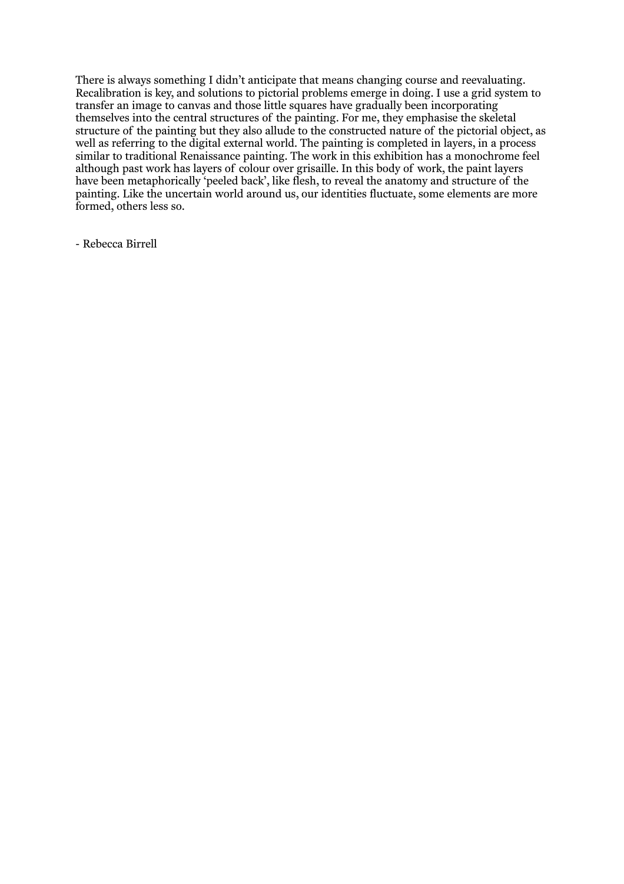There is always something I didn't anticipate that means changing course and reevaluating. Recalibration is key, and solutions to pictorial problems emerge in doing. I use a grid system to transfer an image to canvas and those little squares have gradually been incorporating themselves into the central structures of the painting. For me, they emphasise the skeletal structure of the painting but they also allude to the constructed nature of the pictorial object, as well as referring to the digital external world. The painting is completed in layers, in a process similar to traditional Renaissance painting. The work in this exhibition has a monochrome feel although past work has layers of colour over grisaille. In this body of work, the paint layers have been metaphorically 'peeled back', like flesh, to reveal the anatomy and structure of the painting. Like the uncertain world around us, our identities fluctuate, some elements are more formed, others less so.

- Rebecca Birrell